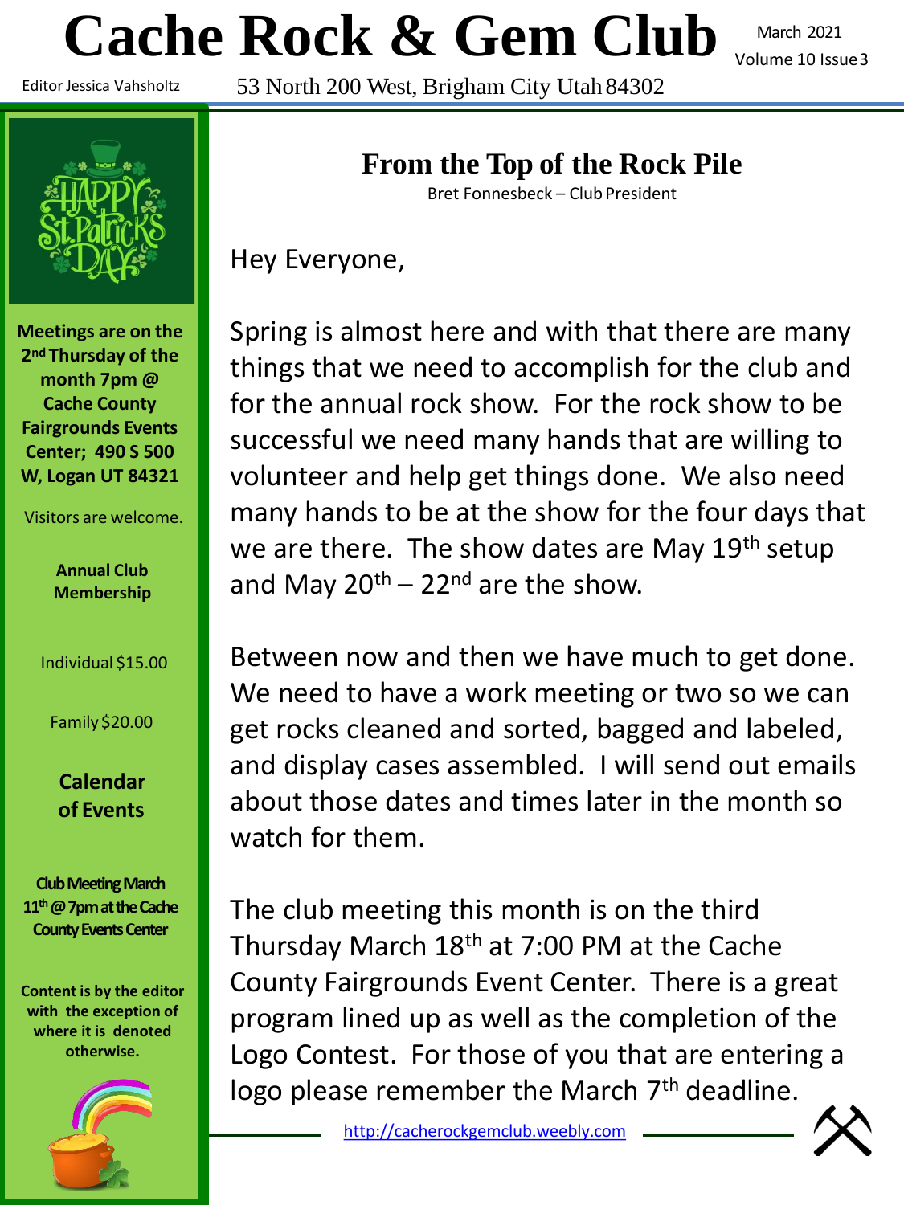# Cache Rock & Gem Club

March 2021
Volume 10 Issue 3

Editor Jessica Vahsholtz

53 North 200 West, Brigham City Utah 84302

**Meetings are on the 2nd Thursday of the month 7pm @ Cache County Fairgrounds Events Center; 490 S 500 W, Logan UT 84321**

Visitors are welcome.

**Annual Club Membership**

Individual $15.00

Family $20.00

**Calendar of Events**

**Club Meeting March 11th @ 7pm at the Cache County Events Center**

**Content is by the editor with the exception of where it is denoted otherwise.**

## From the Top of the Rock Pile

Bret Fonnesbeck – Club President

Hey Everyone,

Spring is almost here and with that there are many things that we need to accomplish for the club and for the annual rock show. For the rock show to be successful we need many hands that are willing to volunteer and help get things done. We also need many hands to be at the show for the four days that we are there. The show dates are May 19th setup and May 20th – 22nd are the show.

Between now and then we have much to get done. We need to have a work meeting or two so we can get rocks cleaned and sorted, bagged and labeled, and display cases assembled. I will send out emails about those dates and times later in the month so watch for them.

The club meeting this month is on the third Thursday March 18th at 7:00 PM at the Cache County Fairgrounds Event Center. There is a great program lined up as well as the completion of the Logo Contest. For those of you that are entering a logo please remember the March 7th deadline.

http://cacherockgemclub.weebly.com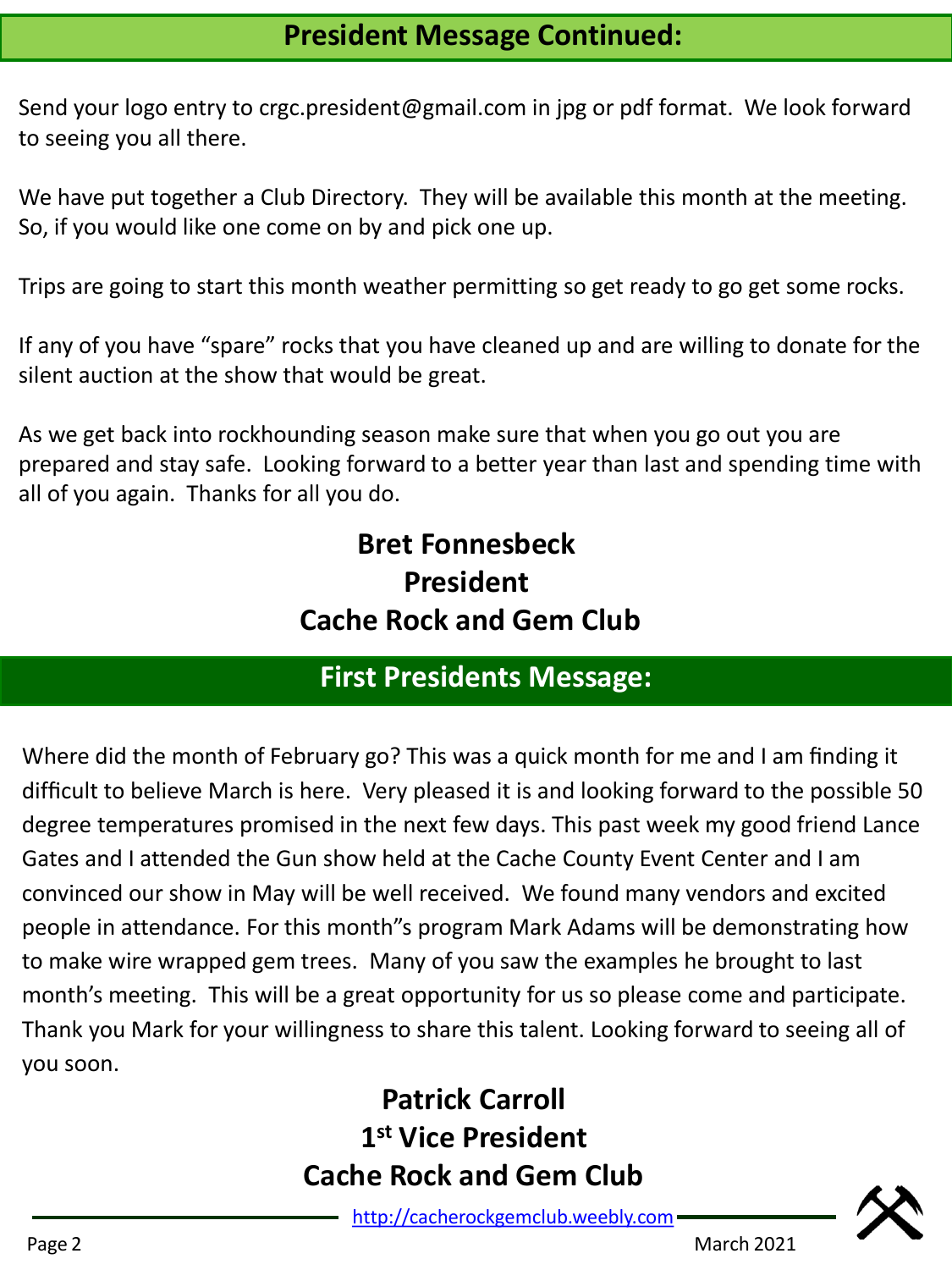## President Message Continued:

Send your logo entry to crgc.president@gmail.com in jpg or pdf format. We look forward to seeing you all there.

We have put together a Club Directory. They will be available this month at the meeting. So, if you would like one come on by and pick one up.

Trips are going to start this month weather permitting so get ready to go get some rocks.

If any of you have “spare” rocks that you have cleaned up and are willing to donate for the silent auction at the show that would be great.

As we get back into rockhounding season make sure that when you go out you are prepared and stay safe. Looking forward to a better year than last and spending time with all of you again. Thanks for all you do.

**Bret Fonnesbeck**
**President**
**Cache Rock and Gem Club**

## First Presidents Message:

Where did the month of February go? This was a quick month for me and I am finding it difficult to believe March is here. Very pleased it is and looking forward to the possible 50 degree temperatures promised in the next few days. This past week my good friend Lance Gates and I attended the Gun show held at the Cache County Event Center and I am convinced our show in May will be well received. We found many vendors and excited people in attendance. For this month”s program Mark Adams will be demonstrating how to make wire wrapped gem trees. Many of you saw the examples he brought to last month’s meeting. This will be a great opportunity for us so please come and participate. Thank you Mark for your willingness to share this talent. Looking forward to seeing all of you soon.

**Patrick Carroll**
**1st Vice President**
**Cache Rock and Gem Club**

http://cacherockgemclub.weebly.com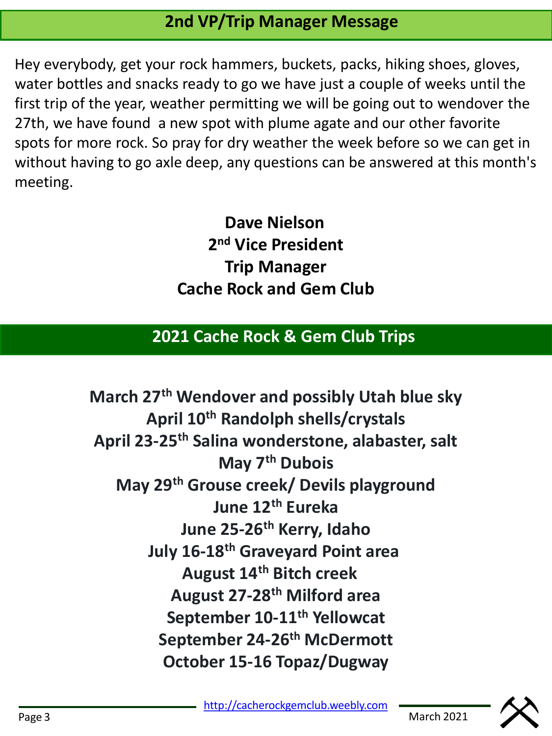## 2nd VP/Trip Manager Message

Hey everybody, get your rock hammers, buckets, packs, hiking shoes, gloves, water bottles and snacks ready to go we have just a couple of weeks until the first trip of the year, weather permitting we will be going out to wendover the 27th, we have found a new spot with plume agate and our other favorite spots for more rock. So pray for dry weather the week before so we can get in without having to go axle deep, any questions can be answered at this month's meeting.

**Dave Nielson**
**2nd Vice President**
**Trip Manager**
**Cache Rock and Gem Club**

## 2021 Cache Rock & Gem Club Trips

**March 27th Wendover and possibly Utah blue sky**
**April 10th Randolph shells/crystals**
**April 23-25th Salina wonderstone, alabaster, salt**
**May 7th Dubois**
**May 29th Grouse creek/ Devils playground**
**June 12th Eureka**
**June 25-26th Kerry, Idaho**
**July 16-18th Graveyard Point area**
**August 14th Bitch creek**
**August 27-28th Milford area**
**September 10-11th Yellowcat**
**September 24-26th McDermott**
**October 15-16 Topaz/Dugway**

http://cacherockgemclub.weebly.com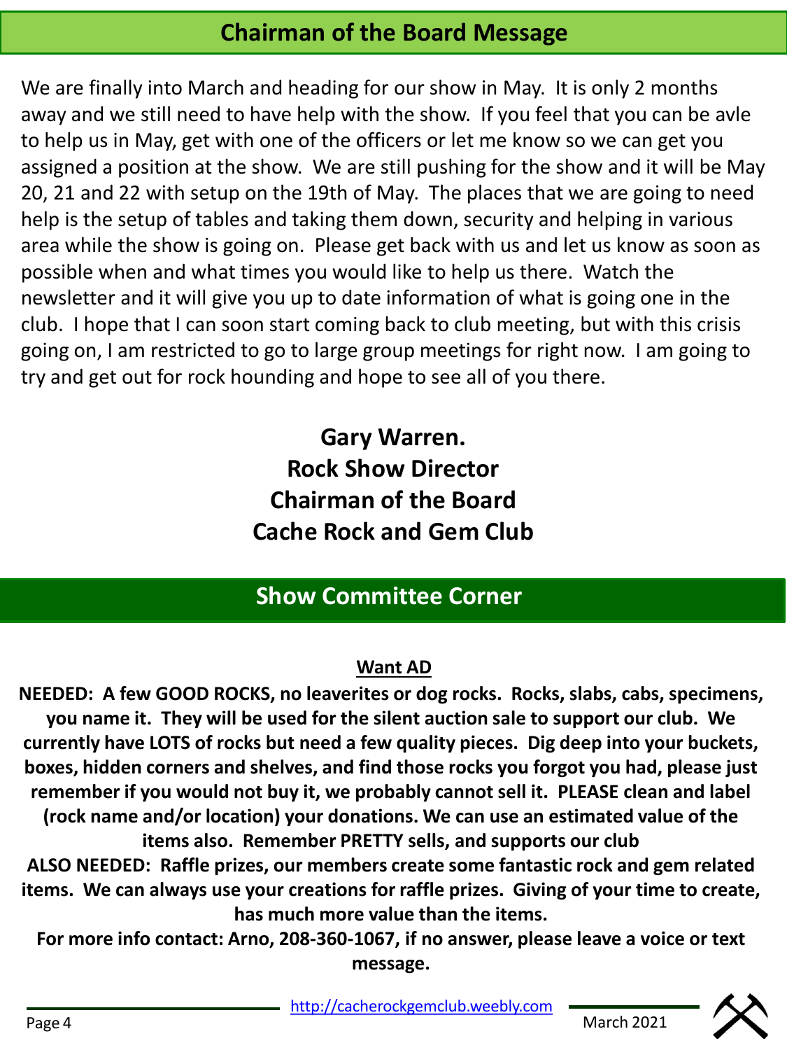## Chairman of the Board Message

We are finally into March and heading for our show in May. It is only 2 months away and we still need to have help with the show. If you feel that you can be avle to help us in May, get with one of the officers or let me know so we can get you assigned a position at the show. We are still pushing for the show and it will be May 20, 21 and 22 with setup on the 19th of May. The places that we are going to need help is the setup of tables and taking them down, security and helping in various area while the show is going on. Please get back with us and let us know as soon as possible when and what times you would like to help us there. Watch the newsletter and it will give you up to date information of what is going one in the club. I hope that I can soon start coming back to club meeting, but with this crisis going on, I am restricted to go to large group meetings for right now. I am going to try and get out for rock hounding and hope to see all of you there.

**Gary Warren.**
**Rock Show Director**
**Chairman of the Board**
**Cache Rock and Gem Club**

## Show Committee Corner

**Want AD**

**NEEDED: A few GOOD ROCKS, no leaverites or dog rocks. Rocks, slabs, cabs, specimens, you name it. They will be used for the silent auction sale to support our club. We currently have LOTS of rocks but need a few quality pieces. Dig deep into your buckets, boxes, hidden corners and shelves, and find those rocks you forgot you had, please just remember if you would not buy it, we probably cannot sell it. PLEASE clean and label (rock name and/or location) your donations. We can use an estimated value of the items also. Remember PRETTY sells, and supports our club**

**ALSO NEEDED: Raffle prizes, our members create some fantastic rock and gem related items. We can always use your creations for raffle prizes. Giving of your time to create, has much more value than the items.**

**For more info contact: Arno, 208-360-1067, if no answer, please leave a voice or text message.**

http://cacherockgemclub.weebly.com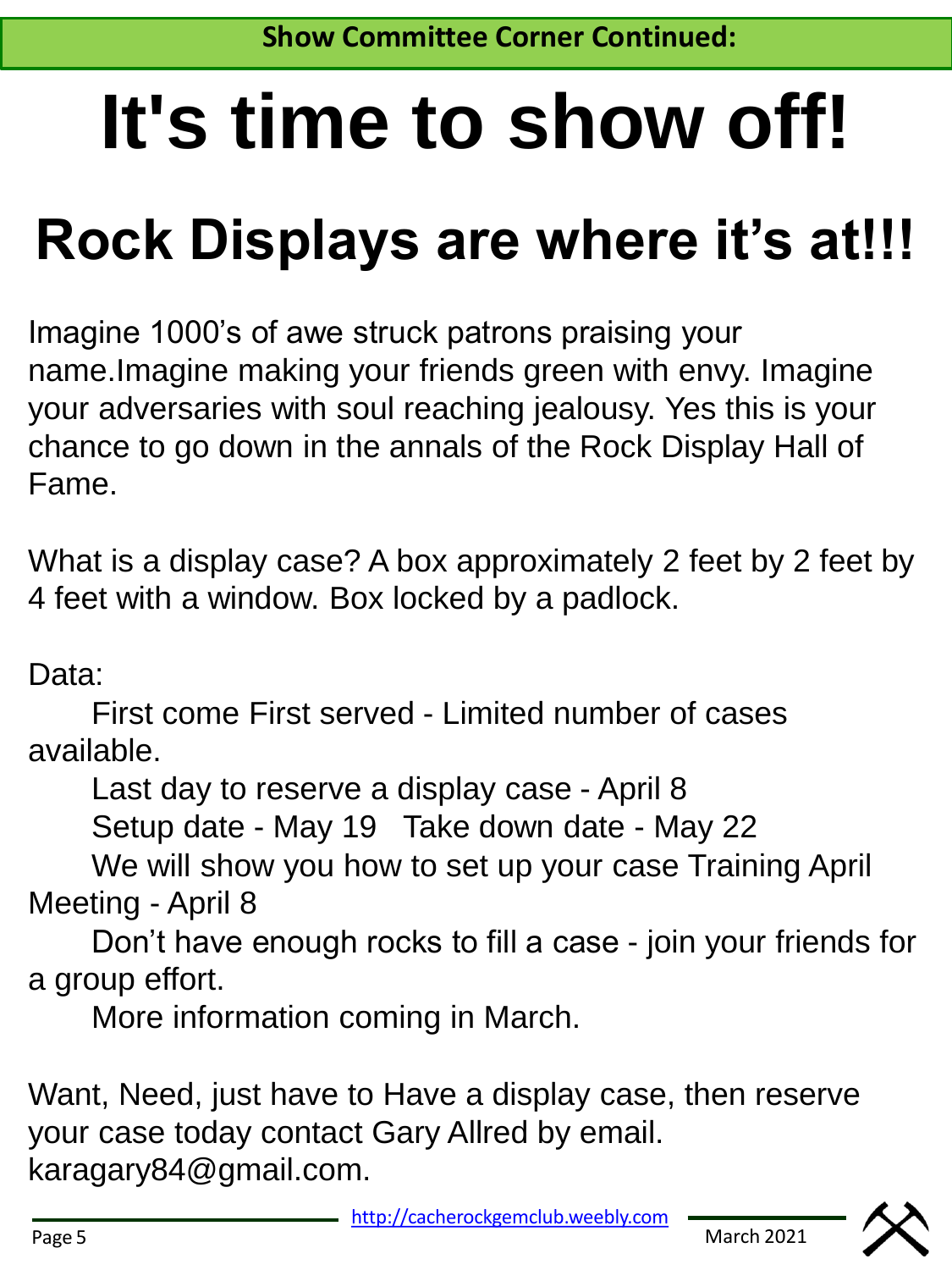**Show Committee Corner Continued:**

# It's time to show off!

## Rock Displays are where it's at!!!

Imagine 1000's of awe struck patrons praising your name.Imagine making your friends green with envy. Imagine your adversaries with soul reaching jealousy. Yes this is your chance to go down in the annals of the Rock Display Hall of Fame.

What is a display case? A box approximately 2 feet by 2 feet by 4 feet with a window. Box locked by a padlock.

Data:

First come First served - Limited number of cases available.

Last day to reserve a display case - April 8

Setup date - May 19   Take down date - May 22

We will show you how to set up your case Training April Meeting - April 8

Don't have enough rocks to fill a case - join your friends for a group effort.

More information coming in March.

Want, Need, just have to Have a display case, then reserve your case today contact Gary Allred by email. karagary84@gmail.com.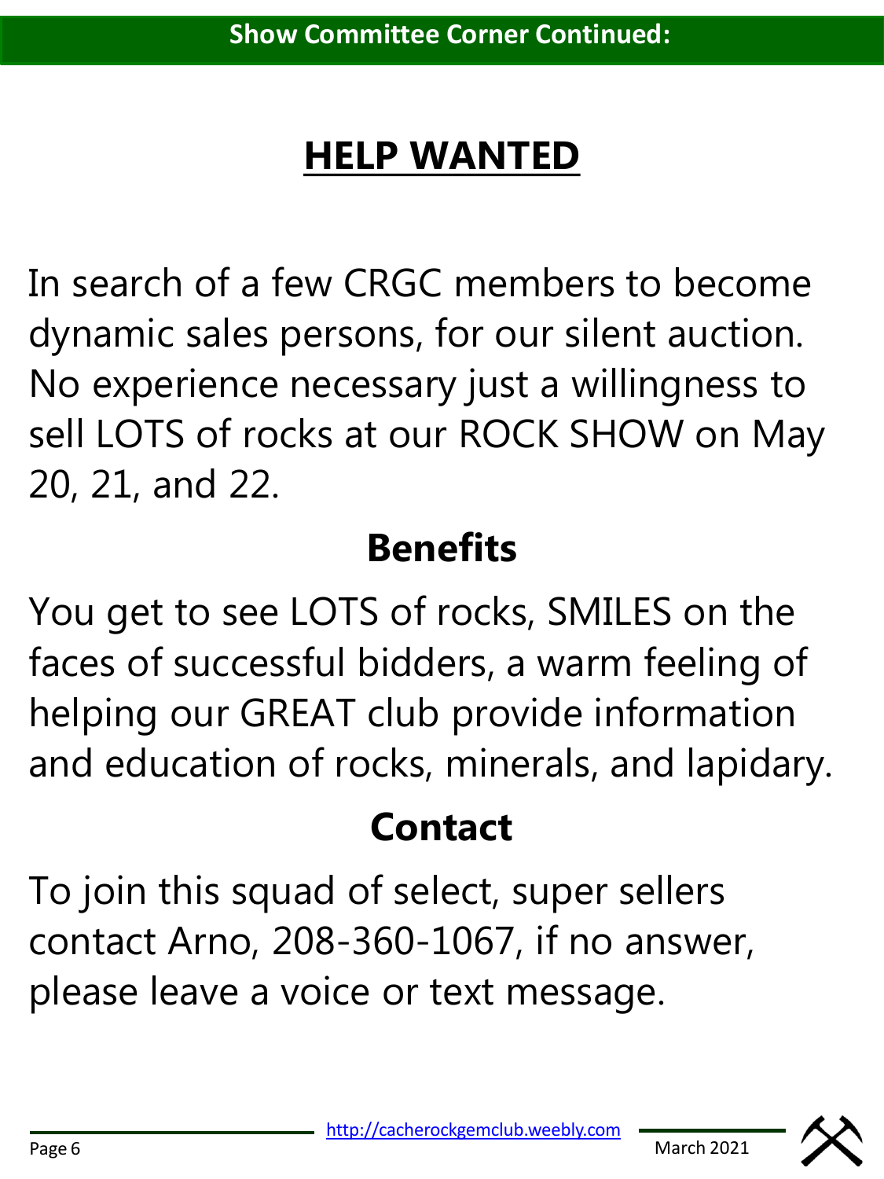**Show Committee Corner Continued:**

# HELP WANTED

In search of a few CRGC members to become dynamic sales persons, for our silent auction. No experience necessary just a willingness to sell LOTS of rocks at our ROCK SHOW on May 20, 21, and 22.

## Benefits

You get to see LOTS of rocks, SMILES on the faces of successful bidders, a warm feeling of helping our GREAT club provide information and education of rocks, minerals, and lapidary.

## Contact

To join this squad of select, super sellers contact Arno, 208-360-1067, if no answer, please leave a voice or text message.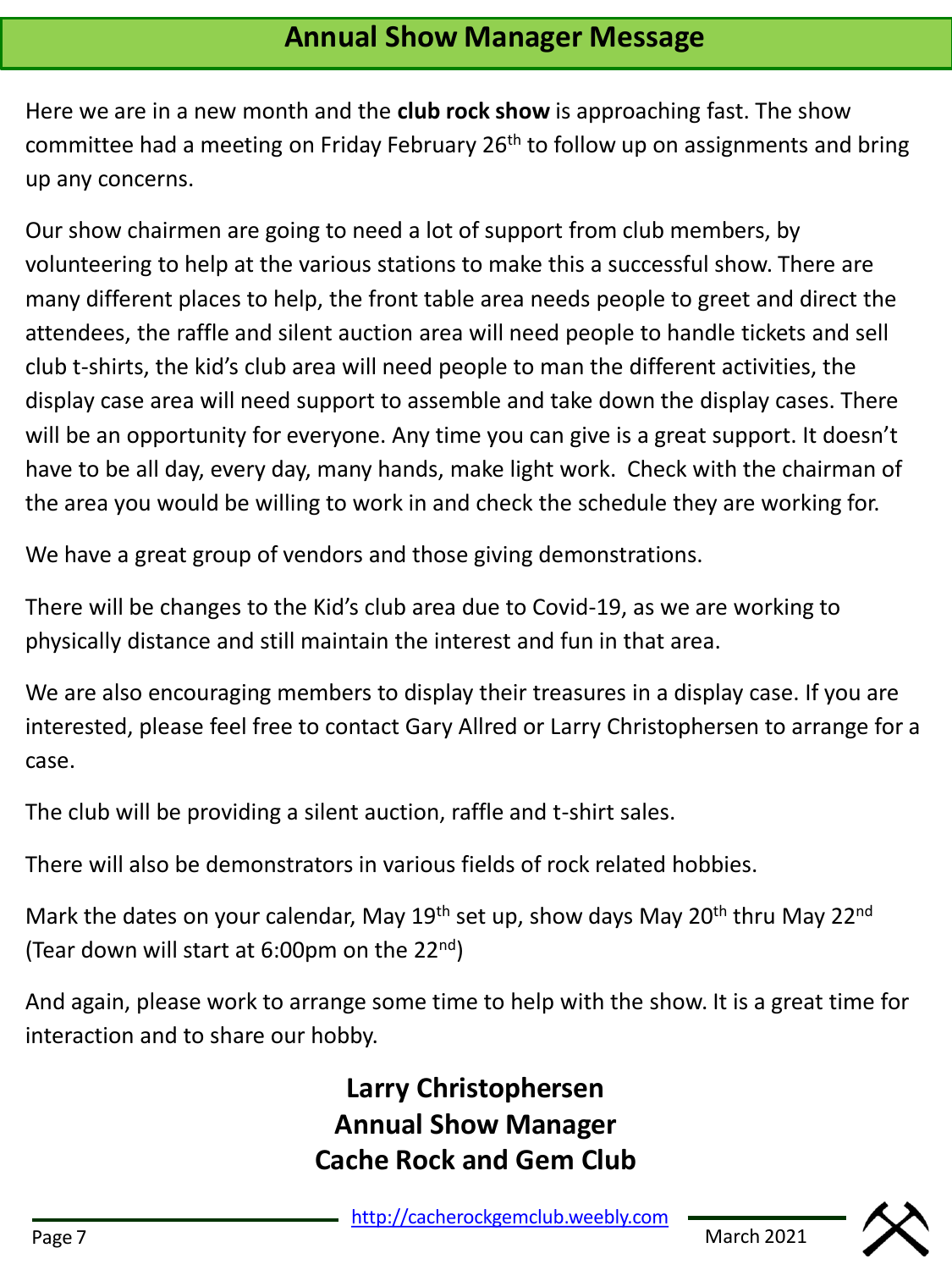## Annual Show Manager Message

Here we are in a new month and the **club rock show** is approaching fast. The show committee had a meeting on Friday February 26th to follow up on assignments and bring up any concerns.

Our show chairmen are going to need a lot of support from club members, by volunteering to help at the various stations to make this a successful show. There are many different places to help, the front table area needs people to greet and direct the attendees, the raffle and silent auction area will need people to handle tickets and sell club t-shirts, the kid's club area will need people to man the different activities, the display case area will need support to assemble and take down the display cases. There will be an opportunity for everyone. Any time you can give is a great support. It doesn't have to be all day, every day, many hands, make light work. Check with the chairman of the area you would be willing to work in and check the schedule they are working for.

We have a great group of vendors and those giving demonstrations.

There will be changes to the Kid's club area due to Covid-19, as we are working to physically distance and still maintain the interest and fun in that area.

We are also encouraging members to display their treasures in a display case. If you are interested, please feel free to contact Gary Allred or Larry Christophersen to arrange for a case.

The club will be providing a silent auction, raffle and t-shirt sales.

There will also be demonstrators in various fields of rock related hobbies.

Mark the dates on your calendar, May 19th set up, show days May 20th thru May 22nd (Tear down will start at 6:00pm on the 22nd)

And again, please work to arrange some time to help with the show. It is a great time for interaction and to share our hobby.

**Larry Christophersen**
**Annual Show Manager**
**Cache Rock and Gem Club**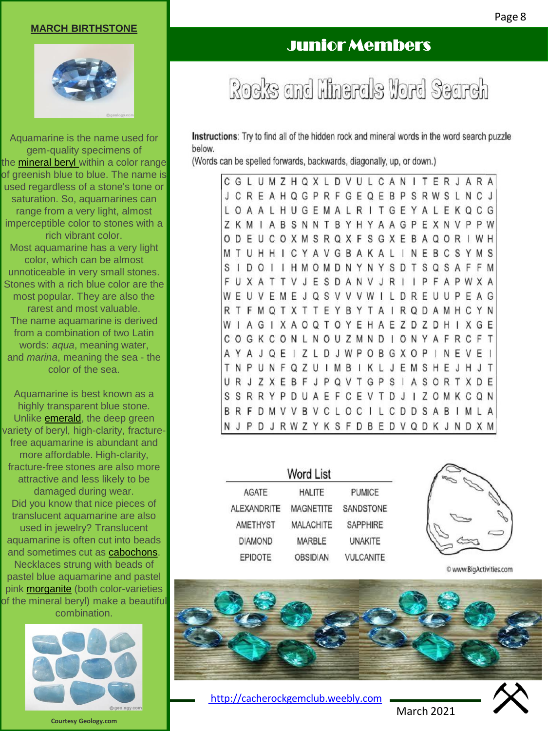## MARCH BIRTHSTONE

Aquamarine is the name used for gem-quality specimens of the mineral beryl within a color range of greenish blue to blue. The name is used regardless of a stone's tone or saturation. So, aquamarines can range from a very light, almost imperceptible color to stones with a rich vibrant color.

Most aquamarine has a very light color, which can be almost unnoticeable in very small stones. Stones with a rich blue color are the most popular. They are also the rarest and most valuable.

The name aquamarine is derived from a combination of two Latin words: *aqua*, meaning water, and *marina*, meaning the sea - the color of the sea.

Aquamarine is best known as a highly transparent blue stone. Unlike emerald, the deep green variety of beryl, high-clarity, fracture-free aquamarine is abundant and more affordable. High-clarity, fracture-free stones are also more attractive and less likely to be damaged during wear.

Did you know that nice pieces of translucent aquamarine are also used in jewelry? Translucent aquamarine is often cut into beads and sometimes cut as cabochons. Necklaces strung with beads of pastel blue aquamarine and pastel pink morganite (both color-varieties of the mineral beryl) make a beautiful combination.

Courtesy Geology.com

# Junior Members

## Rocks and Minerals Word Search

**Instructions**: Try to find all of the hidden rock and mineral words in the word search puzzle below.
(Words can be spelled forwards, backwards, diagonally, up, or down.)

```
C G L U M Z H Q X L D V U L C A N I T E R J A R A
J C R E A H Q G P R F G E Q E B P S R W S L N C J
L O A A L H U G E M A L R I T G E Y A L E K Q C G
Z K M I A B S N N T B Y H Y A A G P E X N V P P W
O D E U C O X M S R Q X F S G X E B A Q O R I W H
M T U H H I C Y A V G B A K A L I N E B C S Y M S
S I D O I I H M O M D N Y N Y S D T S Q S A F F M
F U X A T T V J E S D A N V J R I I P F A P W X A
W E U V E M E J Q S V V V W I L D R E U U P E A G
R T F M Q T X T T E Y B Y T A I R Q D A M H C Y N
W I A G I X A O Q T O Y E H A E Z D Z D H I X G E
C O G K C O N L N O U Z M N D I O N Y A F R C F T
A Y A J Q E I Z L D J W P O B G X O P I N E V E I
T N P U N F Q Z U I M B I K L J E M S H E J H J T
U R J Z X E B F J P Q V T G P S I A S O R T X D E
S S R R Y P D U A E F C E V T D J I Z O M K C Q N
B R F D M V V B V C L O C I L C D D S A B I M L A
N J P D J R W Z Y K S F D B E D V Q D K J N D X M
```

**Word List**

| | | |
|---|---|---|
| AGATE | HALITE | PUMICE |
| ALEXANDRITE | MAGNETITE | SANDSTONE |
| AMETHYST | MALACHITE | SAPPHIRE |
| DIAMOND | MARBLE | UNAKITE |
| EPIDOTE | OBSIDIAN | VULCANITE |

© www.BigActivities.com

http://cacherockgemclub.weebly.com

March 2021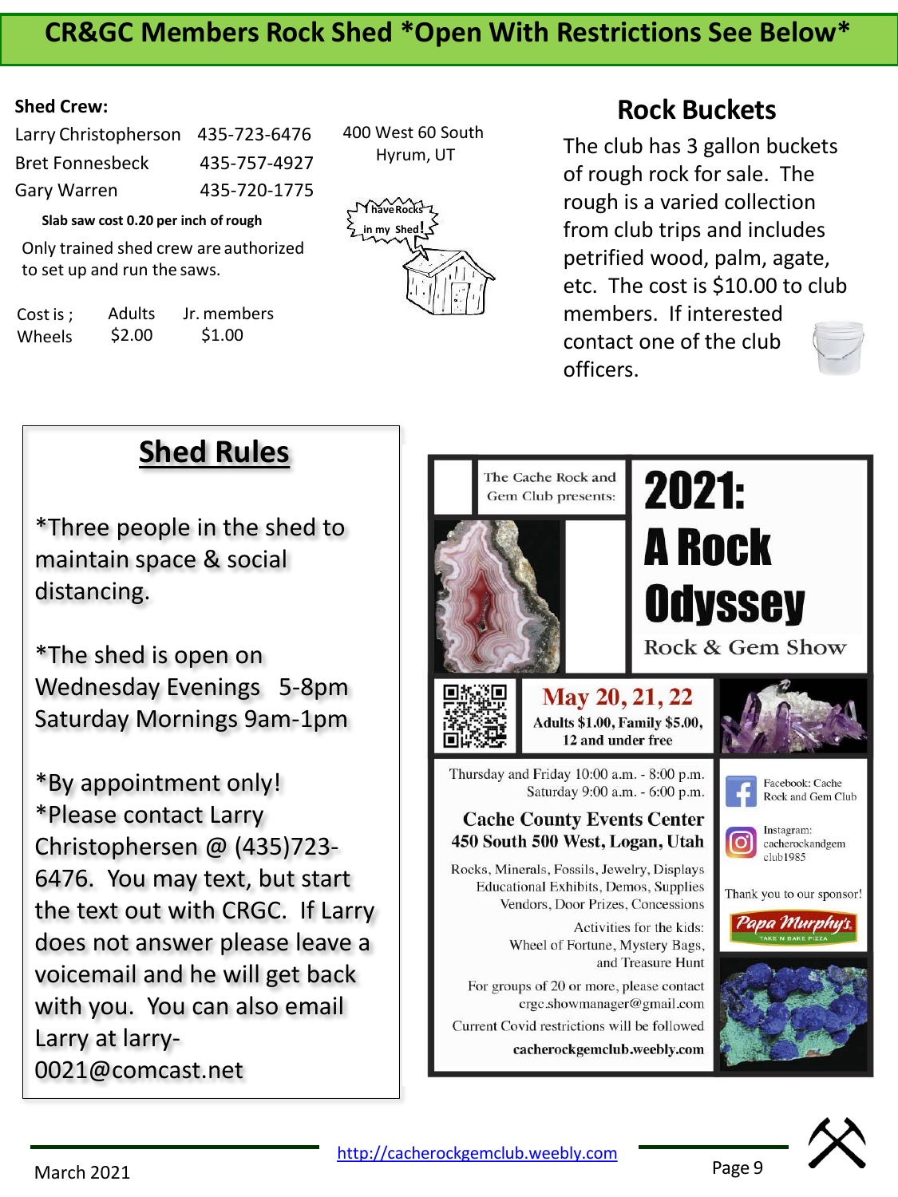# CR&GC Members Rock Shed *Open With Restrictions See Below*

**Shed Crew:**

| | |
|---|---|
| Larry Christopherson | 435-723-6476 |
| Bret Fonnesbeck | 435-757-4927 |
| Gary Warren | 435-720-1775 |

**Slab saw cost 0.20 per inch of rough**

Only trained shed crew are authorized to set up and run the saws.

| Cost is ; | Adults | Jr. members |
|---|---|---|
| Wheels | $2.00 | $1.00 |

400 West 60 South
Hyrum, UT

have Rocks in my Shed!

## Rock Buckets

The club has 3 gallon buckets of rough rock for sale. The rough is a varied collection from club trips and includes petrified wood, palm, agate, etc. The cost is $10.00 to club members. If interested contact one of the club officers.

## Shed Rules

*Three people in the shed to maintain space & social distancing.

*The shed is open on
Wednesday Evenings 5-8pm
Saturday Mornings 9am-1pm

*By appointment only!
*Please contact Larry Christophersen @ (435)723-6476. You may text, but start the text out with CRGC. If Larry does not answer please leave a voicemail and he will get back with you. You can also email Larry at larry-0021@comcast.net

The Cache Rock and Gem Club presents:

# 2021: A Rock Odyssey

Rock & Gem Show

**May 20, 21, 22**

**Adults $1.00, Family $5.00, 12 and under free**

Thursday and Friday 10:00 a.m. - 8:00 p.m.
Saturday 9:00 a.m. - 6:00 p.m.

**Cache County Events Center**
**450 South 500 West, Logan, Utah**

Rocks, Minerals, Fossils, Jewelry, Displays
Educational Exhibits, Demos, Supplies
Vendors, Door Prizes, Concessions

Activities for the kids:
Wheel of Fortune, Mystery Bags, and Treasure Hunt

For groups of 20 or more, please contact crgc.showmanager@gmail.com

Current Covid restrictions will be followed

**cacherockgemclub.weebly.com**

Facebook: Cache Rock and Gem Club

Instagram: cacherockandgem club1985

Thank you to our sponsor!

Papa Murphy's TAKE 'N' BAKE PIZZA

March 2021 — http://cacherockgemclub.weebly.com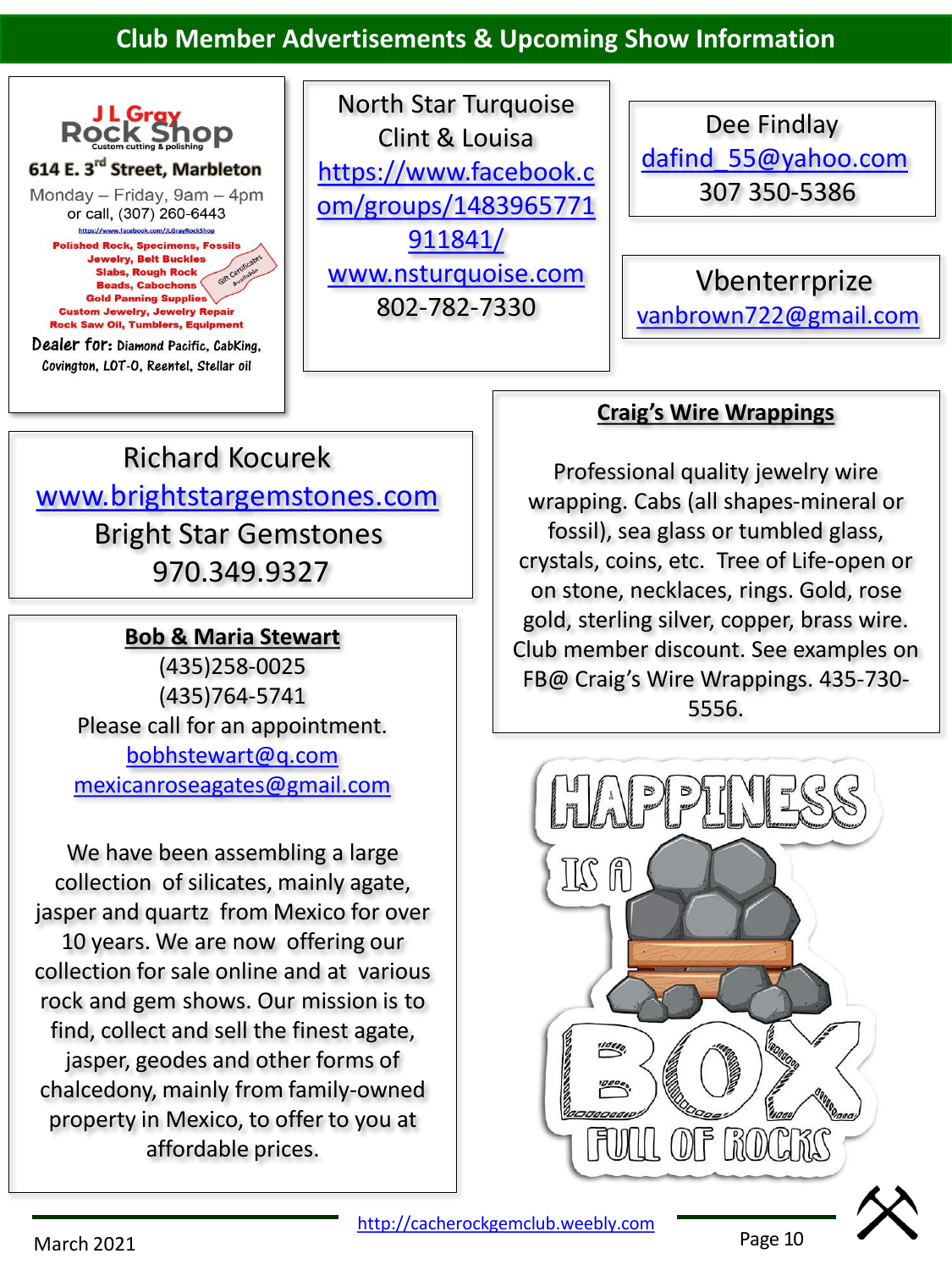## Club Member Advertisements & Upcoming Show Information

**J L Gray Rock Shop**
Custom cutting & polishing

**614 E. 3rd Street, Marbleton**

Monday – Friday, 9am – 4pm
or call, (307) 260-6443

https://www.facebook.com/JLGrayRockShop

Polished Rock, Specimens, Fossils
Jewelry, Belt Buckles
Slabs, Rough Rock
Beads, Cabochons
Gold Panning Supplies
Custom Jewelry, Jewelry Repair
Rock Saw Oil, Tumblers, Equipment

Gift Certificates Available

**Dealer for:** Diamond Pacific, CabKing, Covington, LOT-O, Reentel, Stellar oil

---

North Star Turquoise
Clint & Louisa
https://www.facebook.com/groups/1483965771911841/
www.nsturquoise.com
802-782-7330

---

Dee Findlay
dafind_55@yahoo.com
307 350-5386

---

Vbenterrprize
vanbrown722@gmail.com

---

Richard Kocurek
www.brightstargemstones.com
Bright Star Gemstones
970.349.9327

---

**Bob & Maria Stewart**

(435)258-0025
(435)764-5741
Please call for an appointment.
bobhstewart@q.com
mexicanroseagates@gmail.com

We have been assembling a large collection of silicates, mainly agate, jasper and quartz from Mexico for over 10 years. We are now offering our collection for sale online and at various rock and gem shows. Our mission is to find, collect and sell the finest agate, jasper, geodes and other forms of chalcedony, mainly from family-owned property in Mexico, to offer to you at affordable prices.

---

**Craig's Wire Wrappings**

Professional quality jewelry wire wrapping. Cabs (all shapes-mineral or fossil), sea glass or tumbled glass, crystals, coins, etc. Tree of Life-open or on stone, necklaces, rings. Gold, rose gold, sterling silver, copper, brass wire. Club member discount. See examples on FB@ Craig's Wire Wrappings. 435-730-5556.

---

HAPPINESS IS A BOX FULL OF ROCKS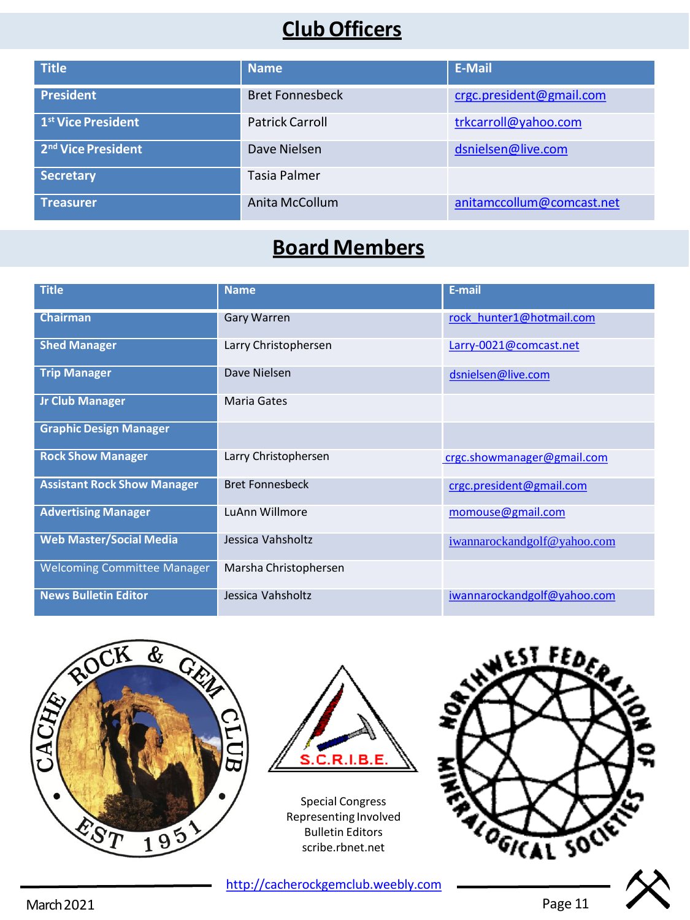## Club Officers

| Title | Name | E-Mail |
| --- | --- | --- |
| President | Bret Fonnesbeck | crgc.president@gmail.com |
| 1st Vice President | Patrick Carroll | trkcarroll@yahoo.com |
| 2nd Vice President | Dave Nielsen | dsnielsen@live.com |
| Secretary | Tasia Palmer | |
| Treasurer | Anita McCollum | anitamccollum@comcast.net |

## Board Members

| Title | Name | E-mail |
| --- | --- | --- |
| Chairman | Gary Warren | rock_hunter1@hotmail.com |
| Shed Manager | Larry Christophersen | Larry-0021@comcast.net |
| Trip Manager | Dave Nielsen | dsnielsen@live.com |
| Jr Club Manager | Maria Gates | |
| Graphic Design Manager | | |
| Rock Show Manager | Larry Christophersen | crgc.showmanager@gmail.com |
| Assistant Rock Show Manager | Bret Fonnesbeck | crgc.president@gmail.com |
| Advertising Manager | LuAnn Willmore | momouse@gmail.com |
| Web Master/Social Media | Jessica Vahsholtz | iwannarockandgolf@yahoo.com |
| Welcoming Committee Manager | Marsha Christophersen | |
| News Bulletin Editor | Jessica Vahsholtz | iwannarockandgolf@yahoo.com |

CACHE ROCK & GEM CLUB EST 1951

S.C.R.I.B.E.

Special Congress
Representing Involved
Bulletin Editors
scribe.rbnet.net

NORTHWEST FEDERATION OF MINERALOGICAL SOCIETIES

http://cacherockgemclub.weebly.com

March 2021